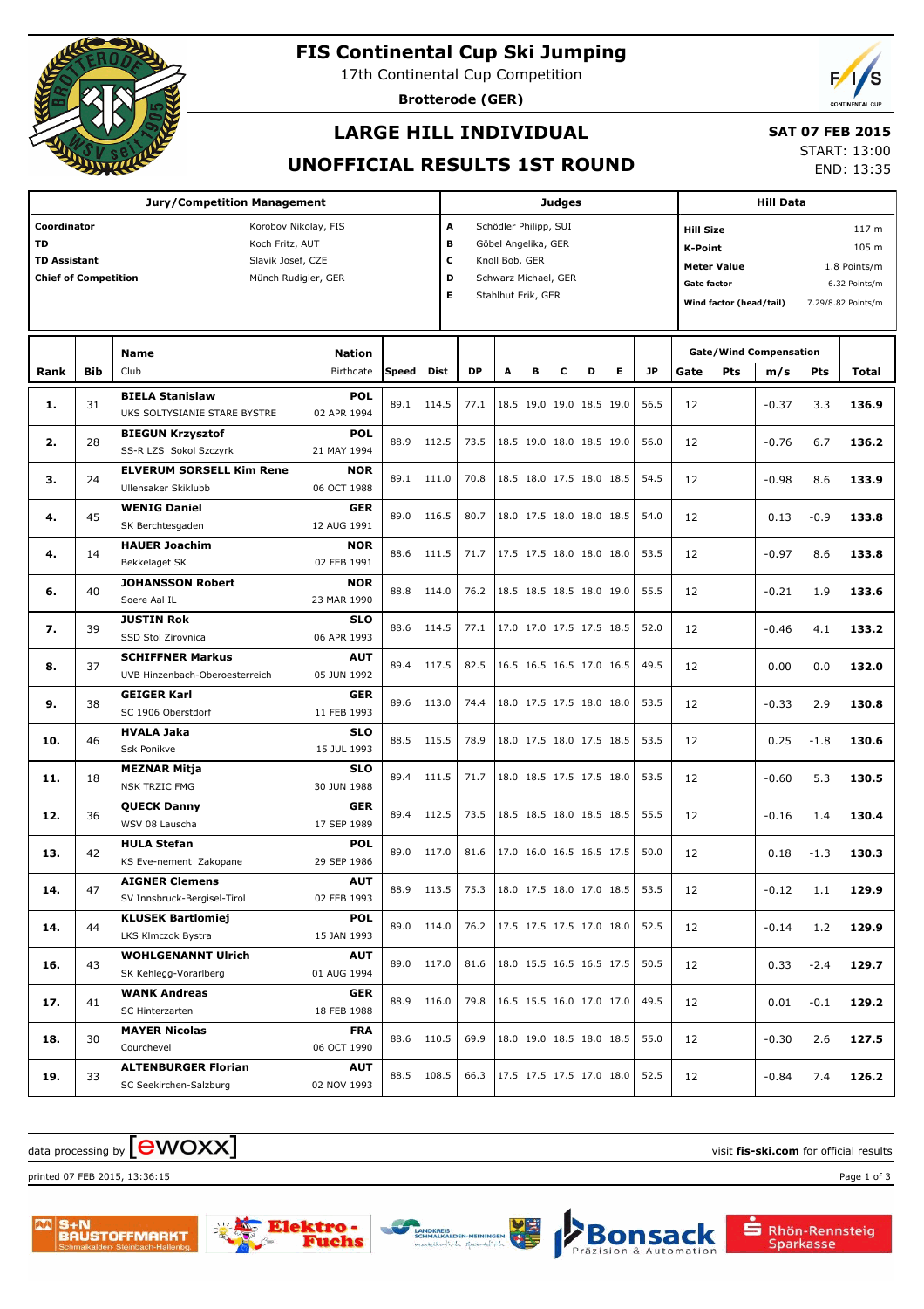# FIS Continental Cup Ski Jumping

17th Continental Cup Competition

**Brotterode (GER)**

## LARGE HILL INDIVIDUAL

## UNOFFICIAL RESULTS 1ST ROUND

**SAT 07 FEB 2015**

START: 13:00

END: 13:35

| Jury/Competition Management | |
|---|---|
| **Coordinator** | Korobov Nikolay, FIS |
| **TD** | Koch Fritz, AUT |
| **TD Assistant** | Slavik Josef, CZE |
| **Chief of Competition** | Münch Rudigier, GER |

| Judges | |
|---|---|
| **A** | Schödler Philipp, SUI |
| **B** | Göbel Angelika, GER |
| **C** | Knoll Bob, GER |
| **D** | Schwarz Michael, GER |
| **E** | Stahlhut Erik, GER |

| Hill Data | |
|---|---|
| **Hill Size** | 117 m |
| **K-Point** | 105 m |
| **Meter Value** | 1.8 Points/m |
| **Gate factor** | 6.32 Points/m |
| **Wind factor (head/tail)** | 7.29/8.82 Points/m |

| Rank | Bib | Name / Club | Nation / Birthdate | Speed | Dist | DP | A | B | C | D | E | JP | Gate | Gate Pts | Wind m/s | Wind Pts | Total |
|---|---|---|---|---|---|---|---|---|---|---|---|---|---|---|---|---|---|
| 1. | 31 | **BIELA Stanislaw** UKS SOLTYSIANIE STARE BYSTRE | **POL** 02 APR 1994 | 89.1 | 114.5 | 77.1 | 18.5 | 19.0 | 19.0 | 18.5 | 19.0 | 56.5 | 12 | | -0.37 | 3.3 | **136.9** |
| 2. | 28 | **BIEGUN Krzysztof** SS-R LZS Sokol Szczyrk | **POL** 21 MAY 1994 | 88.9 | 112.5 | 73.5 | 18.5 | 19.0 | 18.0 | 18.5 | 19.0 | 56.0 | 12 | | -0.76 | 6.7 | **136.2** |
| 3. | 24 | **ELVERUM SORSELL Kim Rene** Ullensaker Skiklubb | **NOR** 06 OCT 1988 | 89.1 | 111.0 | 70.8 | 18.5 | 18.0 | 17.5 | 18.0 | 18.5 | 54.5 | 12 | | -0.98 | 8.6 | **133.9** |
| 4. | 45 | **WENIG Daniel** SK Berchtesgaden | **GER** 12 AUG 1991 | 89.0 | 116.5 | 80.7 | 18.0 | 17.5 | 18.0 | 18.0 | 18.5 | 54.0 | 12 | | 0.13 | -0.9 | **133.8** |
| 4. | 14 | **HAUER Joachim** Bekkelaget SK | **NOR** 02 FEB 1991 | 88.6 | 111.5 | 71.7 | 17.5 | 17.5 | 18.0 | 18.0 | 18.0 | 53.5 | 12 | | -0.97 | 8.6 | **133.8** |
| 6. | 40 | **JOHANSSON Robert** Soere Aal IL | **NOR** 23 MAR 1990 | 88.8 | 114.0 | 76.2 | 18.5 | 18.5 | 18.5 | 18.0 | 19.0 | 55.5 | 12 | | -0.21 | 1.9 | **133.6** |
| 7. | 39 | **JUSTIN Rok** SSD Stol Zirovnica | **SLO** 06 APR 1993 | 88.6 | 114.5 | 77.1 | 17.0 | 17.0 | 17.5 | 17.5 | 18.5 | 52.0 | 12 | | -0.46 | 4.1 | **133.2** |
| 8. | 37 | **SCHIFFNER Markus** UVB Hinzenbach-Oberoesterreich | **AUT** 05 JUN 1992 | 89.4 | 117.5 | 82.5 | 16.5 | 16.5 | 16.5 | 17.0 | 16.5 | 49.5 | 12 | | 0.00 | 0.0 | **132.0** |
| 9. | 38 | **GEIGER Karl** SC 1906 Oberstdorf | **GER** 11 FEB 1993 | 89.6 | 113.0 | 74.4 | 18.0 | 17.5 | 17.5 | 18.0 | 18.0 | 53.5 | 12 | | -0.33 | 2.9 | **130.8** |
| 10. | 46 | **HVALA Jaka** Ssk Ponikve | **SLO** 15 JUL 1993 | 88.5 | 115.5 | 78.9 | 18.0 | 17.5 | 18.0 | 17.5 | 18.5 | 53.5 | 12 | | 0.25 | -1.8 | **130.6** |
| 11. | 18 | **MEZNAR Mitja** NSK TRZIC FMG | **SLO** 30 JUN 1988 | 89.4 | 111.5 | 71.7 | 18.0 | 18.5 | 17.5 | 17.5 | 18.0 | 53.5 | 12 | | -0.60 | 5.3 | **130.5** |
| 12. | 36 | **QUECK Danny** WSV 08 Lauscha | **GER** 17 SEP 1989 | 89.4 | 112.5 | 73.5 | 18.5 | 18.5 | 18.0 | 18.5 | 18.5 | 55.5 | 12 | | -0.16 | 1.4 | **130.4** |
| 13. | 42 | **HULA Stefan** KS Eve-nement Zakopane | **POL** 29 SEP 1986 | 89.0 | 117.0 | 81.6 | 17.0 | 16.0 | 16.5 | 16.5 | 17.5 | 50.0 | 12 | | 0.18 | -1.3 | **130.3** |
| 14. | 47 | **AIGNER Clemens** SV Innsbruck-Bergisel-Tirol | **AUT** 02 FEB 1993 | 88.9 | 113.5 | 75.3 | 18.0 | 17.5 | 18.0 | 17.0 | 18.5 | 53.5 | 12 | | -0.12 | 1.1 | **129.9** |
| 14. | 44 | **KLUSEK Bartlomiej** LKS Klmczok Bystra | **POL** 15 JAN 1993 | 89.0 | 114.0 | 76.2 | 17.5 | 17.5 | 17.5 | 17.0 | 18.0 | 52.5 | 12 | | -0.14 | 1.2 | **129.9** |
| 16. | 43 | **WOHLGENANNT Ulrich** SK Kehlegg-Vorarlberg | **AUT** 01 AUG 1994 | 89.0 | 117.0 | 81.6 | 18.0 | 15.5 | 16.5 | 16.5 | 17.5 | 50.5 | 12 | | 0.33 | -2.4 | **129.7** |
| 17. | 41 | **WANK Andreas** SC Hinterzarten | **GER** 18 FEB 1988 | 88.9 | 116.0 | 79.8 | 16.5 | 15.5 | 16.0 | 17.0 | 17.0 | 49.5 | 12 | | 0.01 | -0.1 | **129.2** |
| 18. | 30 | **MAYER Nicolas** Courchevel | **FRA** 06 OCT 1990 | 88.6 | 110.5 | 69.9 | 18.0 | 19.0 | 18.5 | 18.0 | 18.5 | 55.0 | 12 | | -0.30 | 2.6 | **127.5** |
| 19. | 33 | **ALTENBURGER Florian** SC Seekirchen-Salzburg | **AUT** 02 NOV 1993 | 88.5 | 108.5 | 66.3 | 17.5 | 17.5 | 17.5 | 17.0 | 18.0 | 52.5 | 12 | | -0.84 | 7.4 | **126.2** |

data processing by ewoxx

visit **fis-ski.com** for official results

printed 07 FEB 2015, 13:36:15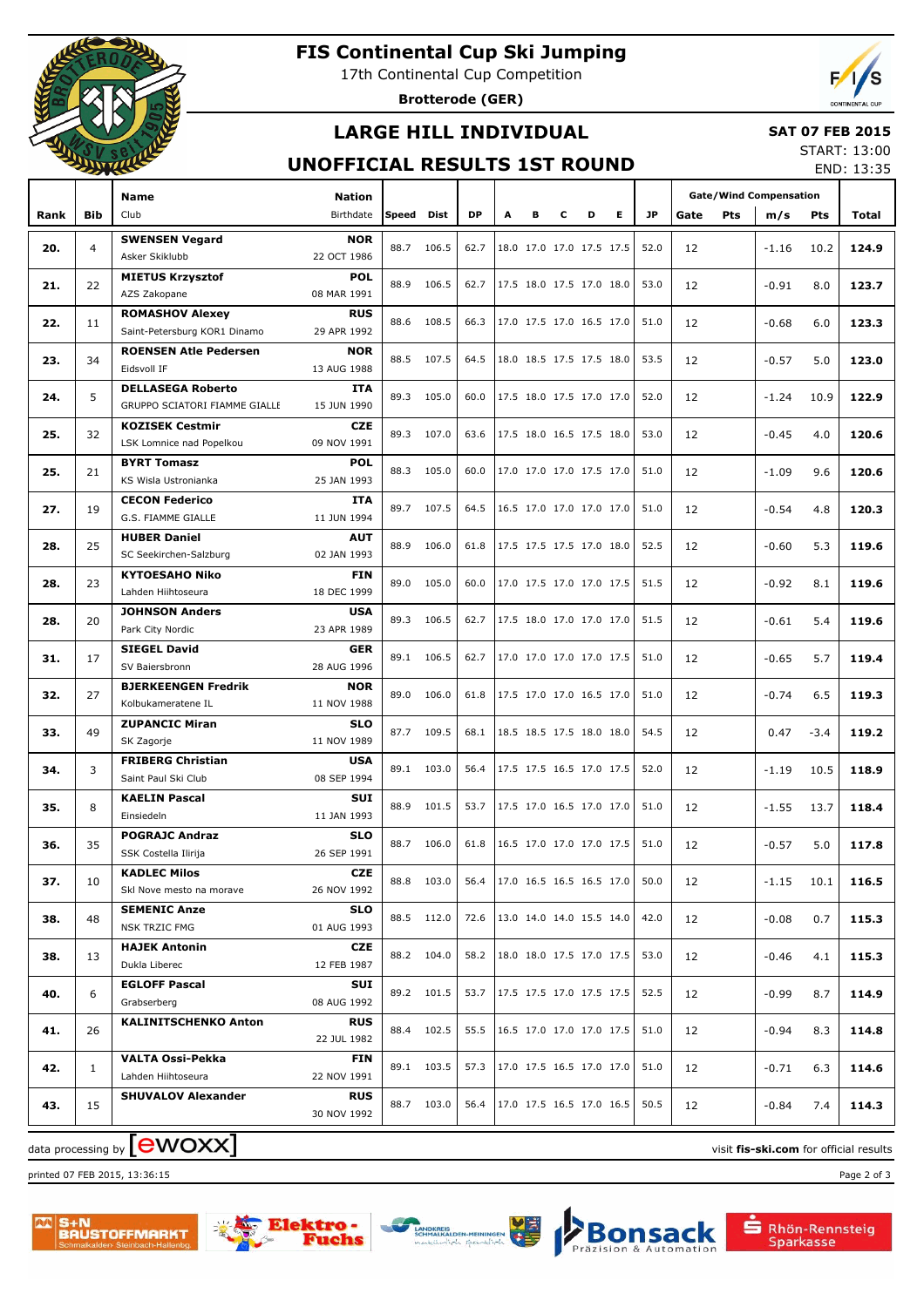# FIS Continental Cup Ski Jumping

17th Continental Cup Competition

**Brotterode (GER)**

## LARGE HILL INDIVIDUAL

## UNOFFICIAL RESULTS 1ST ROUND

**SAT 07 FEB 2015**

START: 13:00

END: 13:35

| Rank | Bib | Name / Club | Nation / Birthdate | Speed | Dist | DP | A | B | C | D | E | JP | Gate | Pts | m/s | Pts | Total |
|---|---|---|---|---|---|---|---|---|---|---|---|---|---|---|---|---|---|
| | | | | | | | | | | | | | Gate/Wind Compensation | | | | |
| 20. | 4 | **SWENSEN Vegard** Asker Skiklubb | **NOR** 22 OCT 1986 | 88.7 | 106.5 | 62.7 | 18.0 | 17.0 | 17.0 | 17.5 | 17.5 | 52.0 | 12 | | -1.16 | 10.2 | **124.9** |
| 21. | 22 | **MIETUS Krzysztof** AZS Zakopane | **POL** 08 MAR 1991 | 88.9 | 106.5 | 62.7 | 17.5 | 18.0 | 17.5 | 17.0 | 18.0 | 53.0 | 12 | | -0.91 | 8.0 | **123.7** |
| 22. | 11 | **ROMASHOV Alexey** Saint-Petersburg KOR1 Dinamo | **RUS** 29 APR 1992 | 88.6 | 108.5 | 66.3 | 17.0 | 17.5 | 17.0 | 16.5 | 17.0 | 51.0 | 12 | | -0.68 | 6.0 | **123.3** |
| 23. | 34 | **ROENSEN Atle Pedersen** Eidsvoll IF | **NOR** 13 AUG 1988 | 88.5 | 107.5 | 64.5 | 18.0 | 18.5 | 17.5 | 17.5 | 18.0 | 53.5 | 12 | | -0.57 | 5.0 | **123.0** |
| 24. | 5 | **DELLASEGA Roberto** GRUPPO SCIATORI FIAMME GIALLE | **ITA** 15 JUN 1990 | 89.3 | 105.0 | 60.0 | 17.5 | 18.0 | 17.5 | 17.0 | 17.0 | 52.0 | 12 | | -1.24 | 10.9 | **122.9** |
| 25. | 32 | **KOZISEK Cestmir** LSK Lomnice nad Popelkou | **CZE** 09 NOV 1991 | 89.3 | 107.0 | 63.6 | 17.5 | 18.0 | 16.5 | 17.5 | 18.0 | 53.0 | 12 | | -0.45 | 4.0 | **120.6** |
| 25. | 21 | **BYRT Tomasz** KS Wisla Ustronianka | **POL** 25 JAN 1993 | 88.3 | 105.0 | 60.0 | 17.0 | 17.0 | 17.0 | 17.5 | 17.0 | 51.0 | 12 | | -1.09 | 9.6 | **120.6** |
| 27. | 19 | **CECON Federico** G.S. FIAMME GIALLE | **ITA** 11 JUN 1994 | 89.7 | 107.5 | 64.5 | 16.5 | 17.0 | 17.0 | 17.0 | 17.0 | 51.0 | 12 | | -0.54 | 4.8 | **120.3** |
| 28. | 25 | **HUBER Daniel** SC Seekirchen-Salzburg | **AUT** 02 JAN 1993 | 88.9 | 106.0 | 61.8 | 17.5 | 17.5 | 17.5 | 17.0 | 18.0 | 52.5 | 12 | | -0.60 | 5.3 | **119.6** |
| 28. | 23 | **KYTOESAHO Niko** Lahden Hiihtoseura | **FIN** 18 DEC 1999 | 89.0 | 105.0 | 60.0 | 17.0 | 17.5 | 17.0 | 17.0 | 17.5 | 51.5 | 12 | | -0.92 | 8.1 | **119.6** |
| 28. | 20 | **JOHNSON Anders** Park City Nordic | **USA** 23 APR 1989 | 89.3 | 106.5 | 62.7 | 17.5 | 18.0 | 17.0 | 17.0 | 17.0 | 51.5 | 12 | | -0.61 | 5.4 | **119.6** |
| 31. | 17 | **SIEGEL David** SV Baiersbronn | **GER** 28 AUG 1996 | 89.1 | 106.5 | 62.7 | 17.0 | 17.0 | 17.0 | 17.0 | 17.5 | 51.0 | 12 | | -0.65 | 5.7 | **119.4** |
| 32. | 27 | **BJERKEENGEN Fredrik** Kolbukameratene IL | **NOR** 11 NOV 1988 | 89.0 | 106.0 | 61.8 | 17.5 | 17.0 | 17.0 | 16.5 | 17.0 | 51.0 | 12 | | -0.74 | 6.5 | **119.3** |
| 33. | 49 | **ZUPANCIC Miran** SK Zagorje | **SLO** 11 NOV 1989 | 87.7 | 109.5 | 68.1 | 18.5 | 18.5 | 17.5 | 18.0 | 18.0 | 54.5 | 12 | | 0.47 | -3.4 | **119.2** |
| 34. | 3 | **FRIBERG Christian** Saint Paul Ski Club | **USA** 08 SEP 1994 | 89.1 | 103.0 | 56.4 | 17.5 | 17.5 | 16.5 | 17.0 | 17.5 | 52.0 | 12 | | -1.19 | 10.5 | **118.9** |
| 35. | 8 | **KAELIN Pascal** Einsiedeln | **SUI** 11 JAN 1993 | 88.9 | 101.5 | 53.7 | 17.5 | 17.0 | 16.5 | 17.0 | 17.0 | 51.0 | 12 | | -1.55 | 13.7 | **118.4** |
| 36. | 35 | **POGRAJC Andraz** SSK Costella Ilirija | **SLO** 26 SEP 1991 | 88.7 | 106.0 | 61.8 | 16.5 | 17.0 | 17.0 | 17.0 | 17.5 | 51.0 | 12 | | -0.57 | 5.0 | **117.8** |
| 37. | 10 | **KADLEC Milos** Skl Nove mesto na morave | **CZE** 26 NOV 1992 | 88.8 | 103.0 | 56.4 | 17.0 | 16.5 | 16.5 | 16.5 | 17.0 | 50.0 | 12 | | -1.15 | 10.1 | **116.5** |
| 38. | 48 | **SEMENIC Anze** NSK TRZIC FMG | **SLO** 01 AUG 1993 | 88.5 | 112.0 | 72.6 | 13.0 | 14.0 | 14.0 | 15.5 | 14.0 | 42.0 | 12 | | -0.08 | 0.7 | **115.3** |
| 38. | 13 | **HAJEK Antonin** Dukla Liberec | **CZE** 12 FEB 1987 | 88.2 | 104.0 | 58.2 | 18.0 | 18.0 | 17.5 | 17.0 | 17.5 | 53.0 | 12 | | -0.46 | 4.1 | **115.3** |
| 40. | 6 | **EGLOFF Pascal** Grabserberg | **SUI** 08 AUG 1992 | 89.2 | 101.5 | 53.7 | 17.5 | 17.5 | 17.0 | 17.5 | 17.5 | 52.5 | 12 | | -0.99 | 8.7 | **114.9** |
| 41. | 26 | **KALINITSCHENKO Anton** | **RUS** 22 JUL 1982 | 88.4 | 102.5 | 55.5 | 16.5 | 17.0 | 17.0 | 17.0 | 17.5 | 51.0 | 12 | | -0.94 | 8.3 | **114.8** |
| 42. | 1 | **VALTA Ossi-Pekka** Lahden Hiihtoseura | **FIN** 22 NOV 1991 | 89.1 | 103.5 | 57.3 | 17.0 | 17.5 | 16.5 | 17.0 | 17.0 | 51.0 | 12 | | -0.71 | 6.3 | **114.6** |
| 43. | 15 | **SHUVALOV Alexander** | **RUS** 30 NOV 1992 | 88.7 | 103.0 | 56.4 | 17.0 | 17.5 | 16.5 | 17.0 | 16.5 | 50.5 | 12 | | -0.84 | 7.4 | **114.3** |

data processing by ewoxx — visit **fis-ski.com** for official results

printed 07 FEB 2015, 13:36:15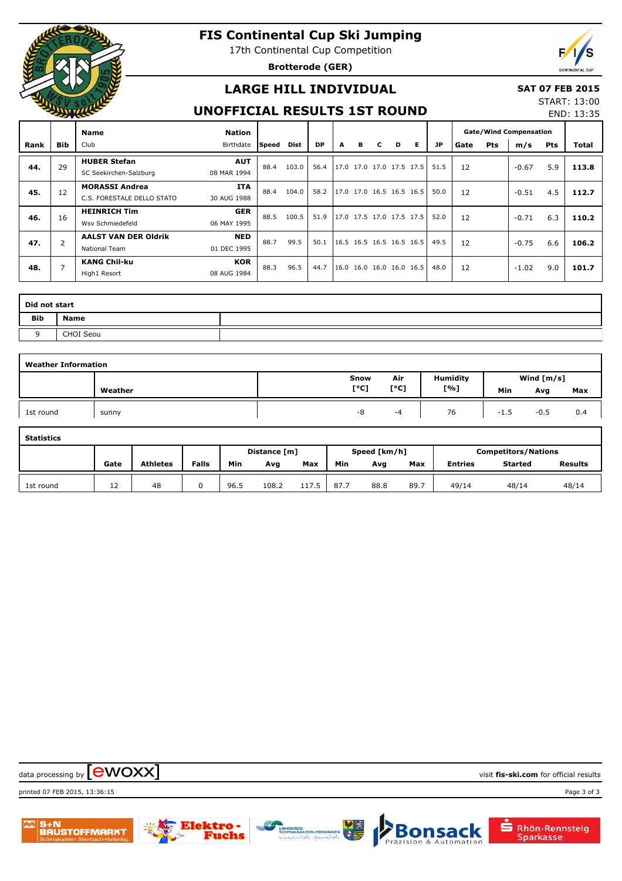# FIS Continental Cup Ski Jumping

17th Continental Cup Competition

**Brotterode (GER)**

## LARGE HILL INDIVIDUAL

**SAT 07 FEB 2015**

START: 13:00

END: 13:35

## UNOFFICIAL RESULTS 1ST ROUND

| Rank | Bib | Name / Club | Nation / Birthdate | Speed | Dist | DP | A | B | C | D | E | JP | Gate | Pts | m/s | Pts | Total |
|---|---|---|---|---|---|---|---|---|---|---|---|---|---|---|---|---|---|
| **44.** | 29 | **HUBER Stefan** SC Seekirchen-Salzburg | **AUT** 08 MAR 1994 | 88.4 | 103.0 | 56.4 | 17.0 | 17.0 | 17.0 | 17.5 | 17.5 | 51.5 | 12 | | -0.67 | 5.9 | **113.8** |
| **45.** | 12 | **MORASSI Andrea** C.S. FORESTALE DELLO STATO | **ITA** 30 AUG 1988 | 88.4 | 104.0 | 58.2 | 17.0 | 17.0 | 16.5 | 16.5 | 16.5 | 50.0 | 12 | | -0.51 | 4.5 | **112.7** |
| **46.** | 16 | **HEINRICH Tim** Wsv Schmiedefeld | **GER** 06 MAY 1995 | 88.5 | 100.5 | 51.9 | 17.0 | 17.5 | 17.0 | 17.5 | 17.5 | 52.0 | 12 | | -0.71 | 6.3 | **110.2** |
| **47.** | 2 | **AALST VAN DER Oldrik** National Team | **NED** 01 DEC 1995 | 88.7 | 99.5 | 50.1 | 16.5 | 16.5 | 16.5 | 16.5 | 16.5 | 49.5 | 12 | | -0.75 | 6.6 | **106.2** |
| **48.** | 7 | **KANG Chil-ku** High1 Resort | **KOR** 08 AUG 1984 | 88.3 | 96.5 | 44.7 | 16.0 | 16.0 | 16.0 | 16.0 | 16.5 | 48.0 | 12 | | -1.02 | 9.0 | **101.7** |

### Did not start

| Bib | Name |
|---|---|
| 9 | CHOI Seou |

### Weather Information

| | Weather | Snow [°C] | Air [°C] | Humidity [%] | Wind [m/s] Min | Avg | Max |
|---|---|---|---|---|---|---|---|
| 1st round | sunny | -8 | -4 | 76 | -1.5 | -0.5 | 0.4 |

### Statistics

| | Gate | Athletes | Falls | Distance [m] Min | Avg | Max | Speed [km/h] Min | Avg | Max | Competitors/Nations Entries | Started | Results |
|---|---|---|---|---|---|---|---|---|---|---|---|---|
| 1st round | 12 | 48 | 0 | 96.5 | 108.2 | 117.5 | 87.7 | 88.8 | 89.7 | 49/14 | 48/14 | 48/14 |

data processing by ewoxx

visit **fis-ski.com** for official results

printed 07 FEB 2015, 13:36:15